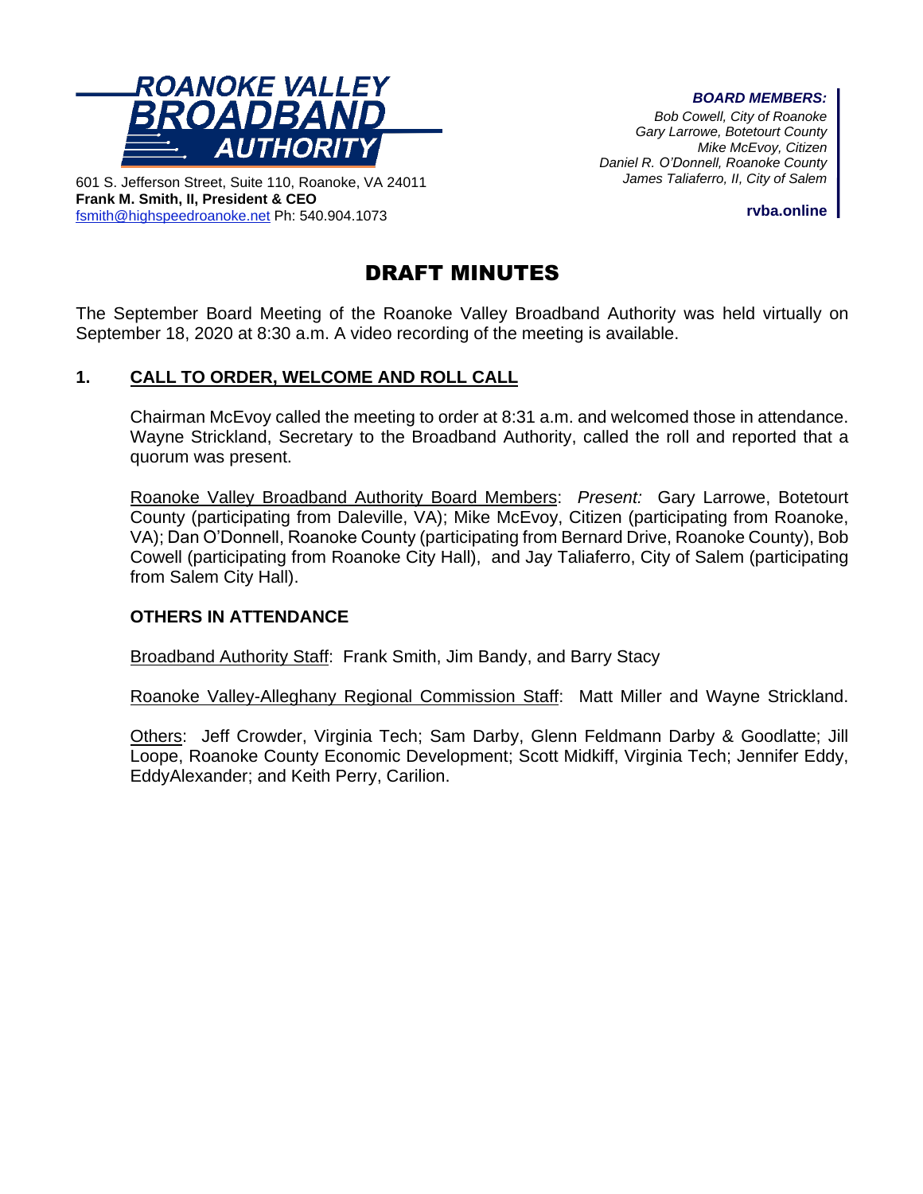**ROANOKE VALLEY BROADBAND AUTHORITY**

601 S. Jefferson Street, Suite 110, Roanoke, VA 24011
**Frank M. Smith, II, President & CEO**
fsmith@highspeedroanoke.net Ph: 540.904.1073

***BOARD MEMBERS:***
*Bob Cowell, City of Roanoke*
*Gary Larrowe, Botetourt County*
*Mike McEvoy, Citizen*
*Daniel R. O'Donnell, Roanoke County*
*James Taliaferro, II, City of Salem*

**rvba.online**

# DRAFT MINUTES

The September Board Meeting of the Roanoke Valley Broadband Authority was held virtually on September 18, 2020 at 8:30 a.m. A video recording of the meeting is available.

## 1. CALL TO ORDER, WELCOME AND ROLL CALL

Chairman McEvoy called the meeting to order at 8:31 a.m. and welcomed those in attendance. Wayne Strickland, Secretary to the Broadband Authority, called the roll and reported that a quorum was present.

Roanoke Valley Broadband Authority Board Members: *Present:* Gary Larrowe, Botetourt County (participating from Daleville, VA); Mike McEvoy, Citizen (participating from Roanoke, VA); Dan O'Donnell, Roanoke County (participating from Bernard Drive, Roanoke County), Bob Cowell (participating from Roanoke City Hall), and Jay Taliaferro, City of Salem (participating from Salem City Hall).

**OTHERS IN ATTENDANCE**

Broadband Authority Staff: Frank Smith, Jim Bandy, and Barry Stacy

Roanoke Valley-Alleghany Regional Commission Staff: Matt Miller and Wayne Strickland.

Others: Jeff Crowder, Virginia Tech; Sam Darby, Glenn Feldmann Darby & Goodlatte; Jill Loope, Roanoke County Economic Development; Scott Midkiff, Virginia Tech; Jennifer Eddy, EddyAlexander; and Keith Perry, Carilion.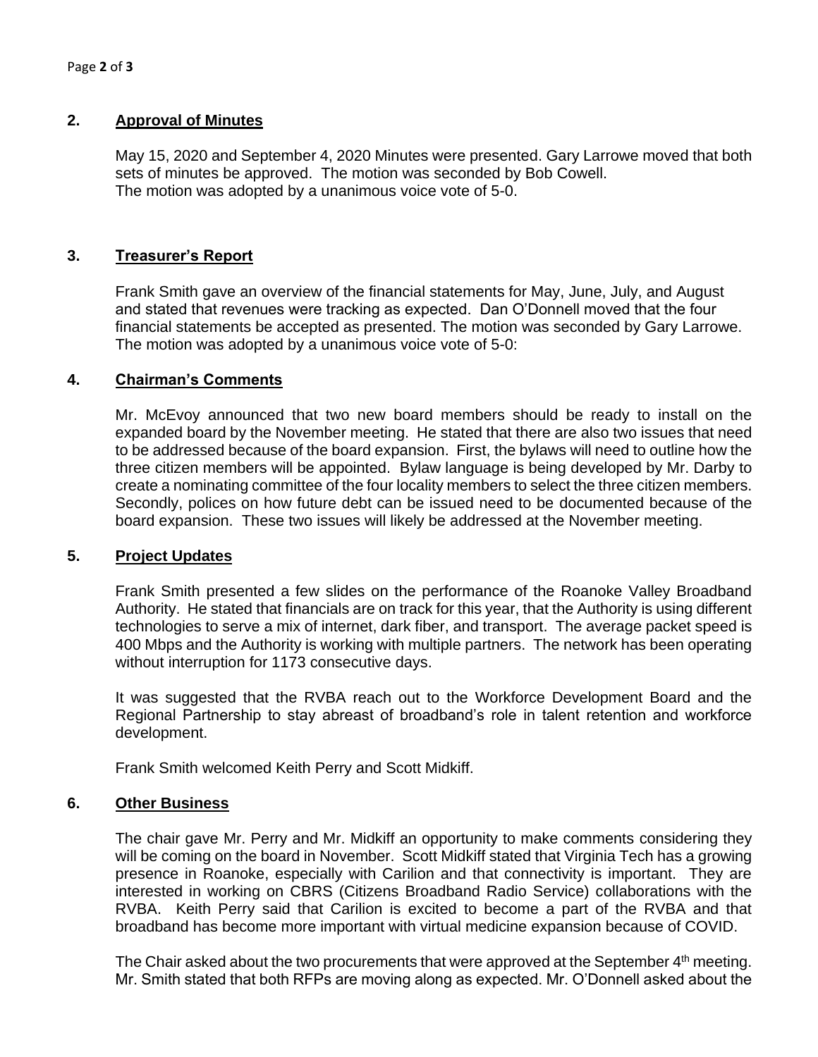## 2. Approval of Minutes

May 15, 2020 and September 4, 2020 Minutes were presented. Gary Larrowe moved that both sets of minutes be approved. The motion was seconded by Bob Cowell.
The motion was adopted by a unanimous voice vote of 5-0.

## 3. Treasurer's Report

Frank Smith gave an overview of the financial statements for May, June, July, and August and stated that revenues were tracking as expected. Dan O'Donnell moved that the four financial statements be accepted as presented. The motion was seconded by Gary Larrowe.
The motion was adopted by a unanimous voice vote of 5-0:

## 4. Chairman's Comments

Mr. McEvoy announced that two new board members should be ready to install on the expanded board by the November meeting. He stated that there are also two issues that need to be addressed because of the board expansion. First, the bylaws will need to outline how the three citizen members will be appointed. Bylaw language is being developed by Mr. Darby to create a nominating committee of the four locality members to select the three citizen members. Secondly, polices on how future debt can be issued need to be documented because of the board expansion. These two issues will likely be addressed at the November meeting.

## 5. Project Updates

Frank Smith presented a few slides on the performance of the Roanoke Valley Broadband Authority. He stated that financials are on track for this year, that the Authority is using different technologies to serve a mix of internet, dark fiber, and transport. The average packet speed is 400 Mbps and the Authority is working with multiple partners. The network has been operating without interruption for 1173 consecutive days.

It was suggested that the RVBA reach out to the Workforce Development Board and the Regional Partnership to stay abreast of broadband's role in talent retention and workforce development.

Frank Smith welcomed Keith Perry and Scott Midkiff.

## 6. Other Business

The chair gave Mr. Perry and Mr. Midkiff an opportunity to make comments considering they will be coming on the board in November. Scott Midkiff stated that Virginia Tech has a growing presence in Roanoke, especially with Carilion and that connectivity is important. They are interested in working on CBRS (Citizens Broadband Radio Service) collaborations with the RVBA. Keith Perry said that Carilion is excited to become a part of the RVBA and that broadband has become more important with virtual medicine expansion because of COVID.

The Chair asked about the two procurements that were approved at the September 4th meeting. Mr. Smith stated that both RFPs are moving along as expected. Mr. O'Donnell asked about the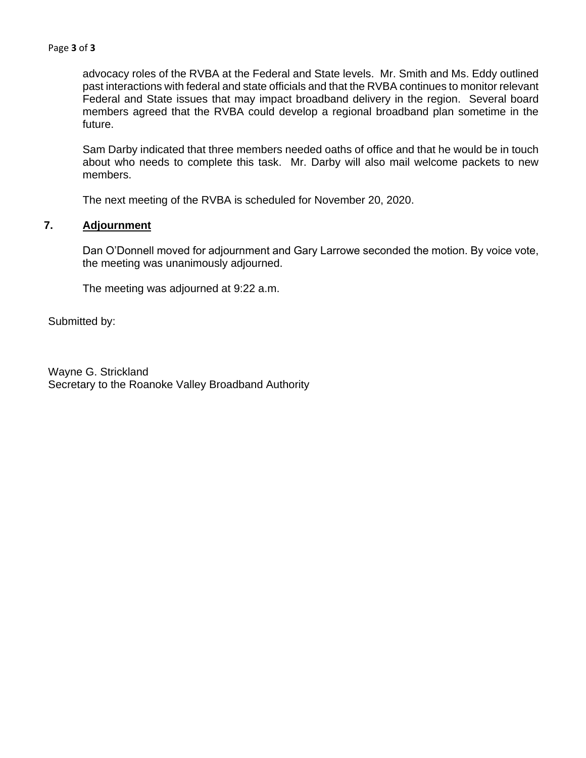advocacy roles of the RVBA at the Federal and State levels. Mr. Smith and Ms. Eddy outlined past interactions with federal and state officials and that the RVBA continues to monitor relevant Federal and State issues that may impact broadband delivery in the region. Several board members agreed that the RVBA could develop a regional broadband plan sometime in the future.

Sam Darby indicated that three members needed oaths of office and that he would be in touch about who needs to complete this task. Mr. Darby will also mail welcome packets to new members.

The next meeting of the RVBA is scheduled for November 20, 2020.

## 7. Adjournment

Dan O'Donnell moved for adjournment and Gary Larrowe seconded the motion. By voice vote, the meeting was unanimously adjourned.

The meeting was adjourned at 9:22 a.m.

Submitted by:

Wayne G. Strickland
Secretary to the Roanoke Valley Broadband Authority